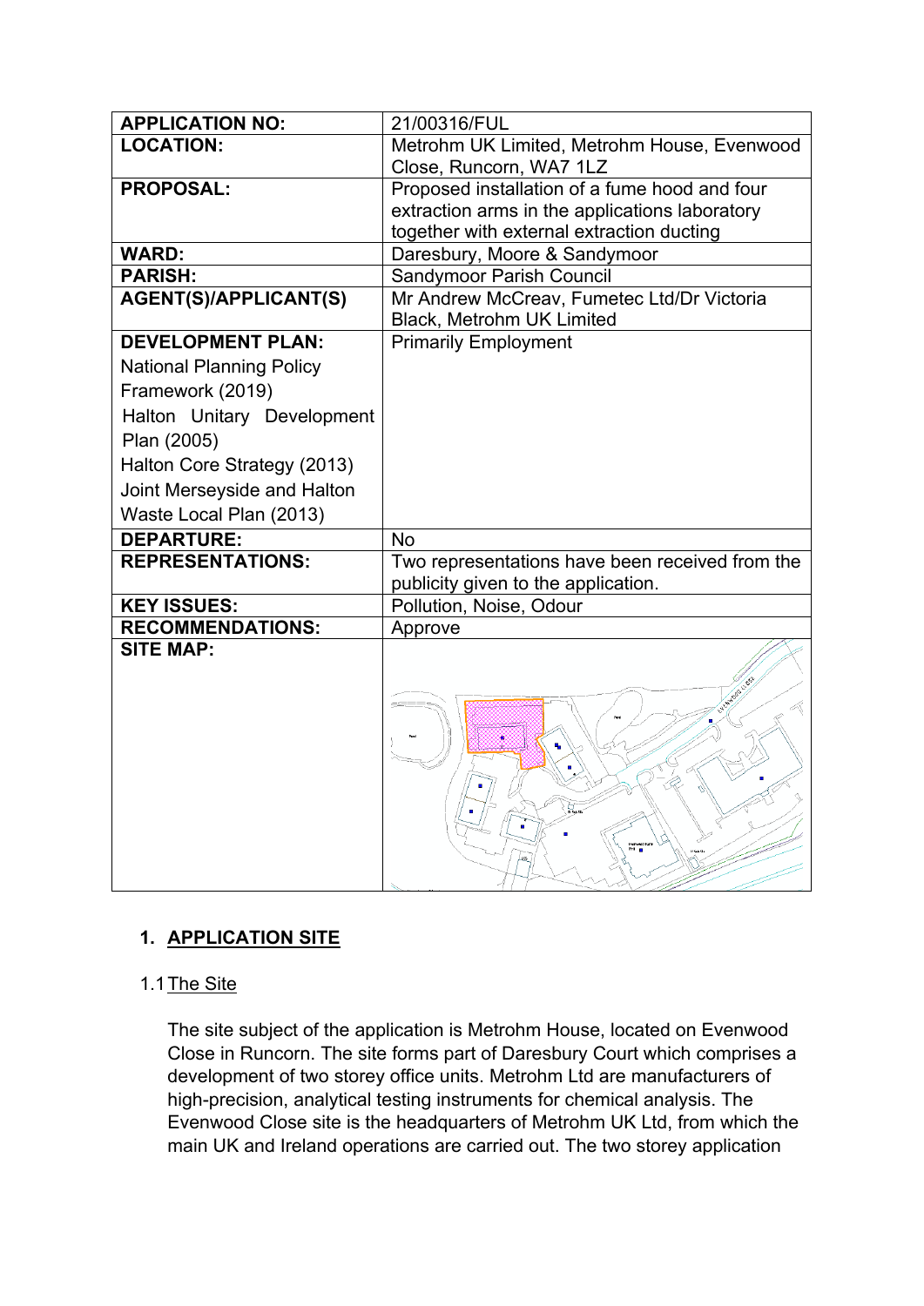| APPLICATION NO: | 21/00316/FUL |
|---|---|
| LOCATION: | Metrohm UK Limited, Metrohm House, Evenwood Close, Runcorn, WA7 1LZ |
| PROPOSAL: | Proposed installation of a fume hood and four extraction arms in the applications laboratory together with external extraction ducting |
| WARD: | Daresbury, Moore & Sandymoor |
| PARISH: | Sandymoor Parish Council |
| AGENT(S)/APPLICANT(S) | Mr Andrew McCreav, Fumetec Ltd/Dr Victoria Black, Metrohm UK Limited |
| DEVELOPMENT PLAN: National Planning Policy Framework (2019) Halton Unitary Development Plan (2005) Halton Core Strategy (2013) Joint Merseyside and Halton Waste Local Plan (2013) | Primarily Employment |
| DEPARTURE: | No |
| REPRESENTATIONS: | Two representations have been received from the publicity given to the application. |
| KEY ISSUES: | Pollution, Noise, Odour |
| RECOMMENDATIONS: | Approve |
| SITE MAP: | |

## 1. APPLICATION SITE

### 1.1 The Site

The site subject of the application is Metrohm House, located on Evenwood Close in Runcorn. The site forms part of Daresbury Court which comprises a development of two storey office units. Metrohm Ltd are manufacturers of high-precision, analytical testing instruments for chemical analysis. The Evenwood Close site is the headquarters of Metrohm UK Ltd, from which the main UK and Ireland operations are carried out. The two storey application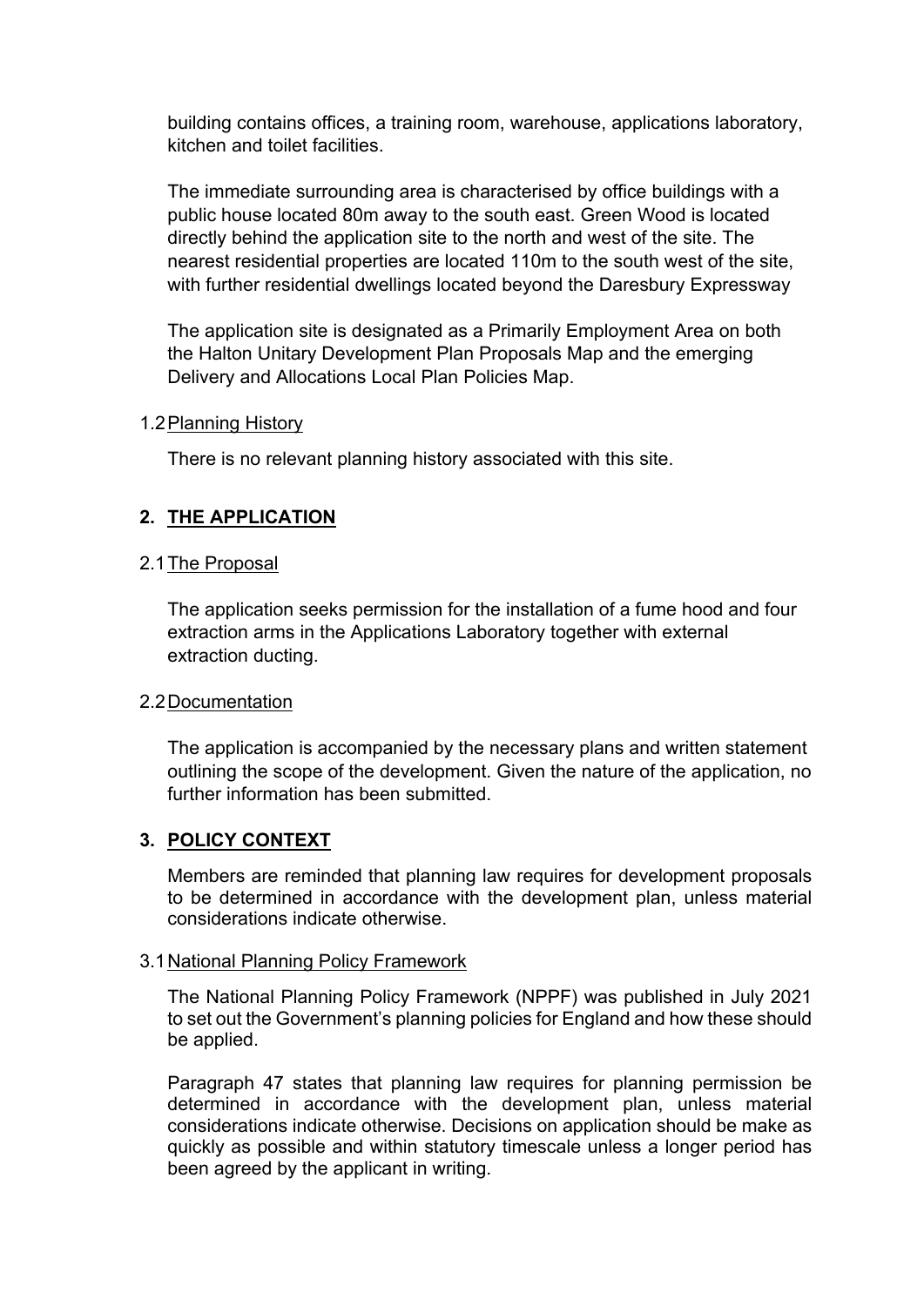building contains offices, a training room, warehouse, applications laboratory, kitchen and toilet facilities.

The immediate surrounding area is characterised by office buildings with a public house located 80m away to the south east. Green Wood is located directly behind the application site to the north and west of the site. The nearest residential properties are located 110m to the south west of the site, with further residential dwellings located beyond the Daresbury Expressway

The application site is designated as a Primarily Employment Area on both the Halton Unitary Development Plan Proposals Map and the emerging Delivery and Allocations Local Plan Policies Map.

1.2 Planning History

There is no relevant planning history associated with this site.

## 2. THE APPLICATION

2.1 The Proposal

The application seeks permission for the installation of a fume hood and four extraction arms in the Applications Laboratory together with external extraction ducting.

2.2 Documentation

The application is accompanied by the necessary plans and written statement outlining the scope of the development. Given the nature of the application, no further information has been submitted.

## 3. POLICY CONTEXT

Members are reminded that planning law requires for development proposals to be determined in accordance with the development plan, unless material considerations indicate otherwise.

3.1 National Planning Policy Framework

The National Planning Policy Framework (NPPF) was published in July 2021 to set out the Government's planning policies for England and how these should be applied.

Paragraph 47 states that planning law requires for planning permission be determined in accordance with the development plan, unless material considerations indicate otherwise. Decisions on application should be make as quickly as possible and within statutory timescale unless a longer period has been agreed by the applicant in writing.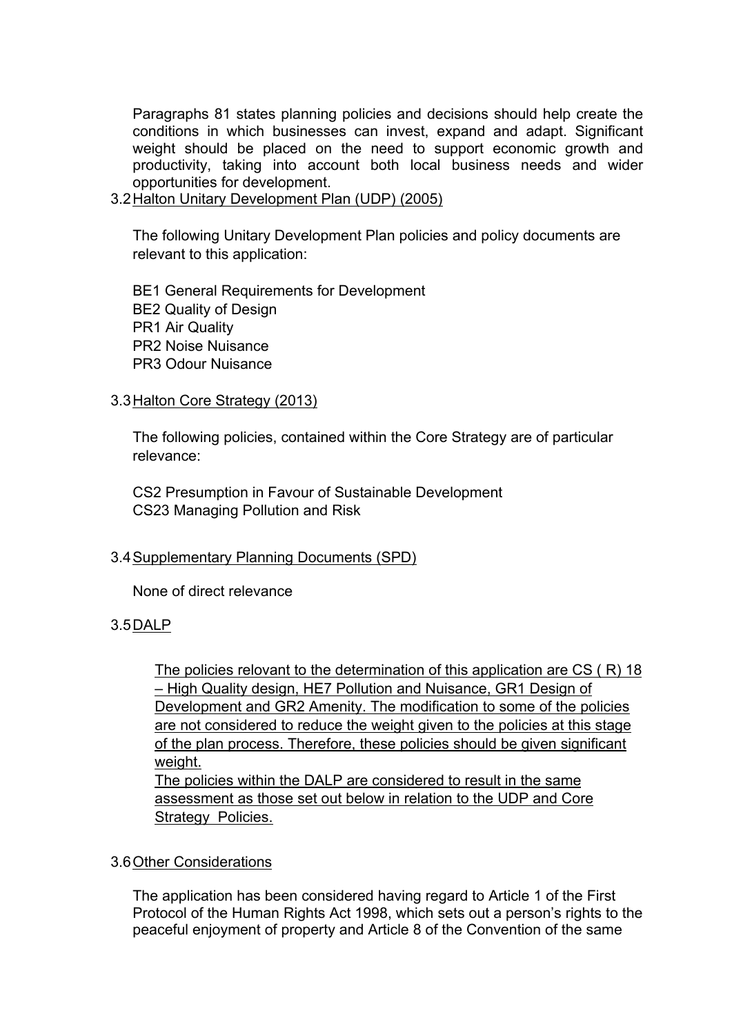Paragraphs 81 states planning policies and decisions should help create the conditions in which businesses can invest, expand and adapt. Significant weight should be placed on the need to support economic growth and productivity, taking into account both local business needs and wider opportunities for development.

3.2 Halton Unitary Development Plan (UDP) (2005)

The following Unitary Development Plan policies and policy documents are relevant to this application:

BE1 General Requirements for Development
BE2 Quality of Design
PR1 Air Quality
PR2 Noise Nuisance
PR3 Odour Nuisance

3.3 Halton Core Strategy (2013)

The following policies, contained within the Core Strategy are of particular relevance:

CS2 Presumption in Favour of Sustainable Development
CS23 Managing Pollution and Risk

3.4 Supplementary Planning Documents (SPD)

None of direct relevance

3.5 DALP

The policies relovant to the determination of this application are CS ( R) 18 – High Quality design, HE7 Pollution and Nuisance, GR1 Design of Development and GR2 Amenity. The modification to some of the policies are not considered to reduce the weight given to the policies at this stage of the plan process. Therefore, these policies should be given significant weight.
The policies within the DALP are considered to result in the same assessment as those set out below in relation to the UDP and Core Strategy Policies.

3.6 Other Considerations

The application has been considered having regard to Article 1 of the First Protocol of the Human Rights Act 1998, which sets out a person's rights to the peaceful enjoyment of property and Article 8 of the Convention of the same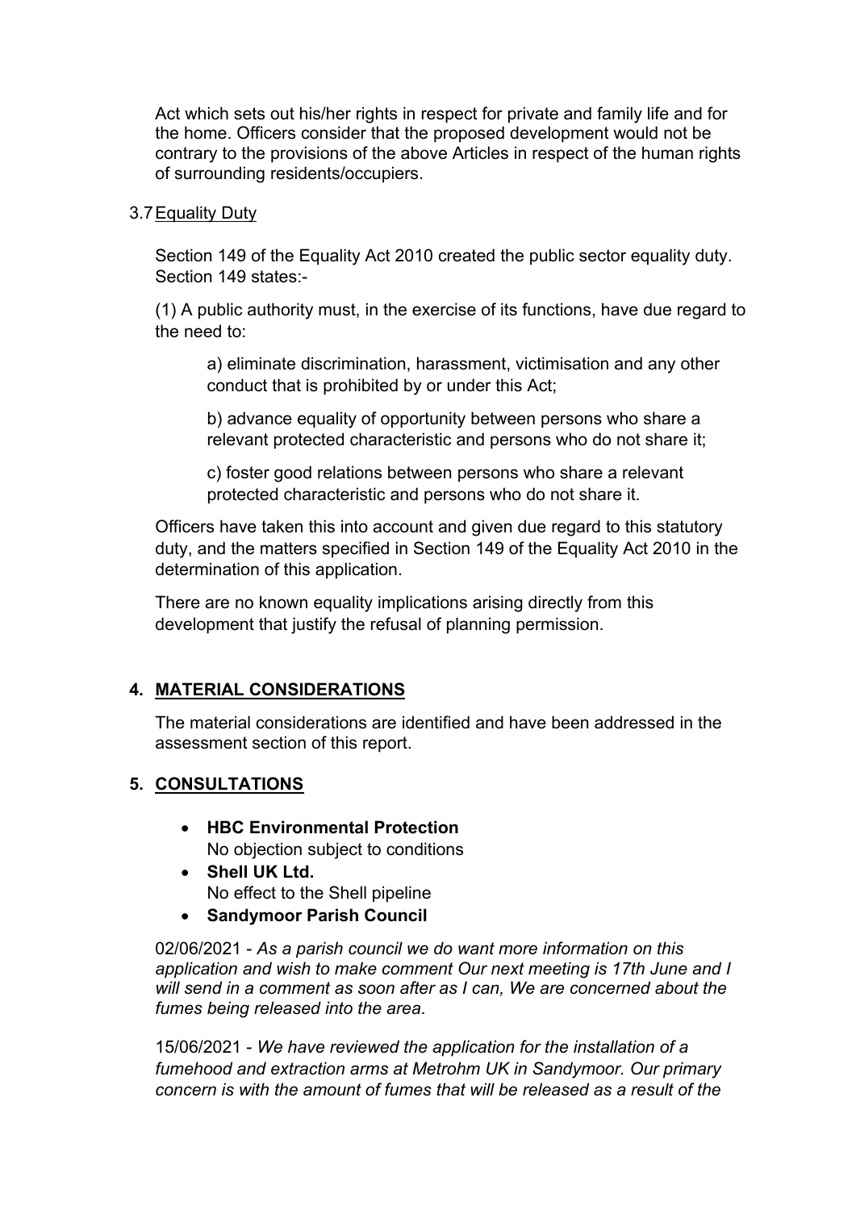Act which sets out his/her rights in respect for private and family life and for the home. Officers consider that the proposed development would not be contrary to the provisions of the above Articles in respect of the human rights of surrounding residents/occupiers.

3.7 Equality Duty

Section 149 of the Equality Act 2010 created the public sector equality duty. Section 149 states:-

(1) A public authority must, in the exercise of its functions, have due regard to the need to:

a) eliminate discrimination, harassment, victimisation and any other conduct that is prohibited by or under this Act;

b) advance equality of opportunity between persons who share a relevant protected characteristic and persons who do not share it;

c) foster good relations between persons who share a relevant protected characteristic and persons who do not share it.

Officers have taken this into account and given due regard to this statutory duty, and the matters specified in Section 149 of the Equality Act 2010 in the determination of this application.

There are no known equality implications arising directly from this development that justify the refusal of planning permission.

## 4. MATERIAL CONSIDERATIONS

The material considerations are identified and have been addressed in the assessment section of this report.

## 5. CONSULTATIONS

- **HBC Environmental Protection**
  No objection subject to conditions
- **Shell UK Ltd.**
  No effect to the Shell pipeline
- **Sandymoor Parish Council**

02/06/2021 - *As a parish council we do want more information on this application and wish to make comment Our next meeting is 17th June and I will send in a comment as soon after as I can, We are concerned about the fumes being released into the area.*

15/06/2021 - *We have reviewed the application for the installation of a fumehood and extraction arms at Metrohm UK in Sandymoor. Our primary concern is with the amount of fumes that will be released as a result of the*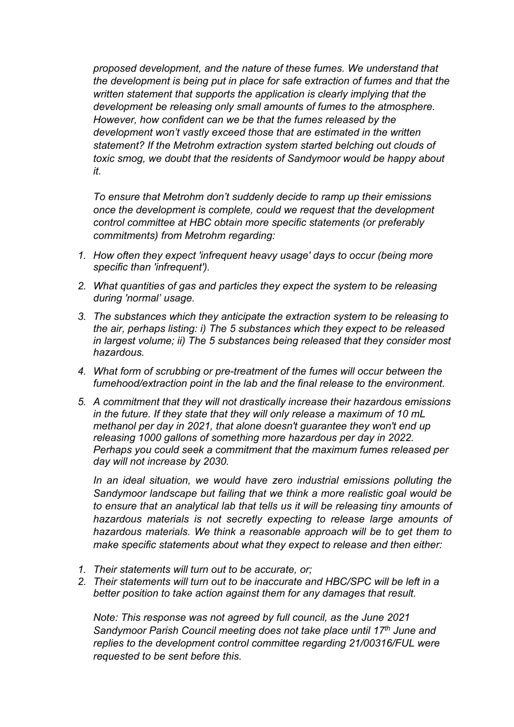*proposed development, and the nature of these fumes. We understand that the development is being put in place for safe extraction of fumes and that the written statement that supports the application is clearly implying that the development be releasing only small amounts of fumes to the atmosphere. However, how confident can we be that the fumes released by the development won't vastly exceed those that are estimated in the written statement? If the Metrohm extraction system started belching out clouds of toxic smog, we doubt that the residents of Sandymoor would be happy about it.*

*To ensure that Metrohm don't suddenly decide to ramp up their emissions once the development is complete, could we request that the development control committee at HBC obtain more specific statements (or preferably commitments) from Metrohm regarding:*

1. *How often they expect 'infrequent heavy usage' days to occur (being more specific than 'infrequent').*
2. *What quantities of gas and particles they expect the system to be releasing during 'normal' usage.*
3. *The substances which they anticipate the extraction system to be releasing to the air, perhaps listing: i) The 5 substances which they expect to be released in largest volume; ii) The 5 substances being released that they consider most hazardous.*
4. *What form of scrubbing or pre-treatment of the fumes will occur between the fumehood/extraction point in the lab and the final release to the environment.*
5. *A commitment that they will not drastically increase their hazardous emissions in the future. If they state that they will only release a maximum of 10 mL methanol per day in 2021, that alone doesn't guarantee they won't end up releasing 1000 gallons of something more hazardous per day in 2022. Perhaps you could seek a commitment that the maximum fumes released per day will not increase by 2030.*

*In an ideal situation, we would have zero industrial emissions polluting the Sandymoor landscape but failing that we think a more realistic goal would be to ensure that an analytical lab that tells us it will be releasing tiny amounts of hazardous materials is not secretly expecting to release large amounts of hazardous materials. We think a reasonable approach will be to get them to make specific statements about what they expect to release and then either:*

1. *Their statements will turn out to be accurate, or;*
2. *Their statements will turn out to be inaccurate and HBC/SPC will be left in a better position to take action against them for any damages that result.*

*Note: This response was not agreed by full council, as the June 2021 Sandymoor Parish Council meeting does not take place until 17th June and replies to the development control committee regarding 21/00316/FUL were requested to be sent before this.*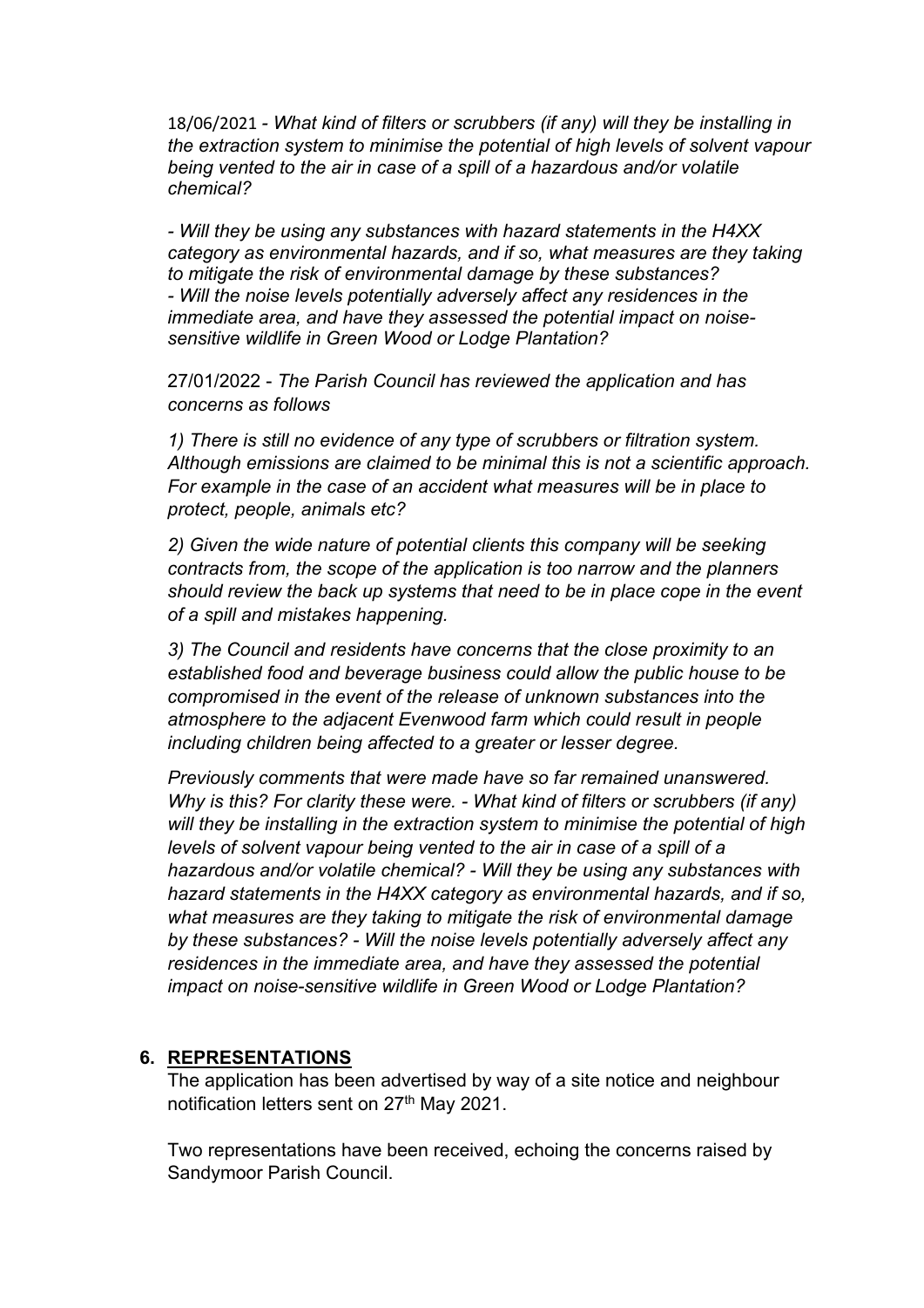18/06/2021 - *What kind of filters or scrubbers (if any) will they be installing in the extraction system to minimise the potential of high levels of solvent vapour being vented to the air in case of a spill of a hazardous and/or volatile chemical?*

*- Will they be using any substances with hazard statements in the H4XX category as environmental hazards, and if so, what measures are they taking to mitigate the risk of environmental damage by these substances?*
*- Will the noise levels potentially adversely affect any residences in the immediate area, and have they assessed the potential impact on noise-sensitive wildlife in Green Wood or Lodge Plantation?*

27/01/2022 - *The Parish Council has reviewed the application and has concerns as follows*

*1) There is still no evidence of any type of scrubbers or filtration system. Although emissions are claimed to be minimal this is not a scientific approach. For example in the case of an accident what measures will be in place to protect, people, animals etc?*

*2) Given the wide nature of potential clients this company will be seeking contracts from, the scope of the application is too narrow and the planners should review the back up systems that need to be in place cope in the event of a spill and mistakes happening.*

*3) The Council and residents have concerns that the close proximity to an established food and beverage business could allow the public house to be compromised in the event of the release of unknown substances into the atmosphere to the adjacent Evenwood farm which could result in people including children being affected to a greater or lesser degree.*

*Previously comments that were made have so far remained unanswered. Why is this? For clarity these were. - What kind of filters or scrubbers (if any) will they be installing in the extraction system to minimise the potential of high levels of solvent vapour being vented to the air in case of a spill of a hazardous and/or volatile chemical? - Will they be using any substances with hazard statements in the H4XX category as environmental hazards, and if so, what measures are they taking to mitigate the risk of environmental damage by these substances? - Will the noise levels potentially adversely affect any residences in the immediate area, and have they assessed the potential impact on noise-sensitive wildlife in Green Wood or Lodge Plantation?*

## 6. REPRESENTATIONS

The application has been advertised by way of a site notice and neighbour notification letters sent on 27th May 2021.

Two representations have been received, echoing the concerns raised by Sandymoor Parish Council.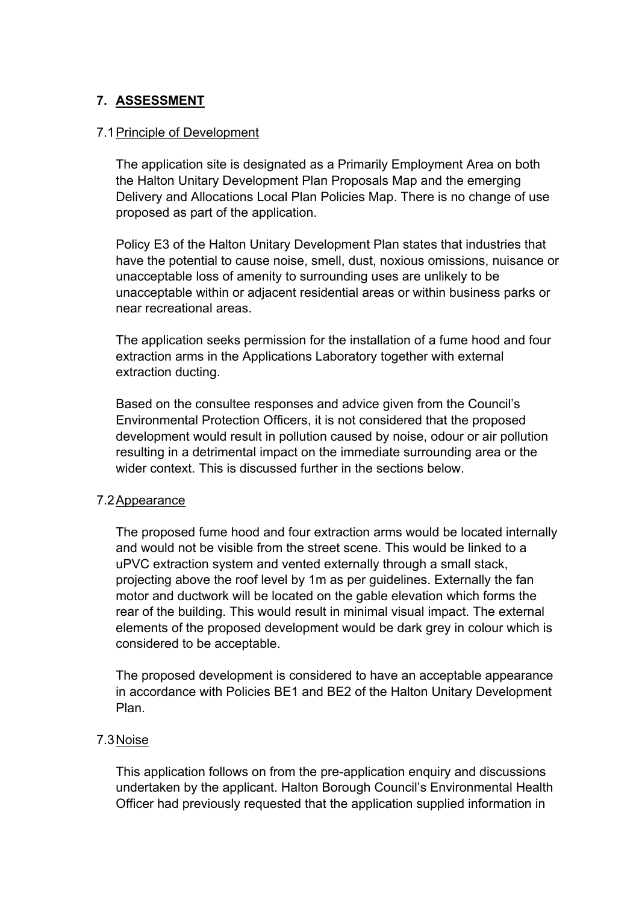## 7. ASSESSMENT

### 7.1 Principle of Development

The application site is designated as a Primarily Employment Area on both the Halton Unitary Development Plan Proposals Map and the emerging Delivery and Allocations Local Plan Policies Map. There is no change of use proposed as part of the application.

Policy E3 of the Halton Unitary Development Plan states that industries that have the potential to cause noise, smell, dust, noxious omissions, nuisance or unacceptable loss of amenity to surrounding uses are unlikely to be unacceptable within or adjacent residential areas or within business parks or near recreational areas.

The application seeks permission for the installation of a fume hood and four extraction arms in the Applications Laboratory together with external extraction ducting.

Based on the consultee responses and advice given from the Council's Environmental Protection Officers, it is not considered that the proposed development would result in pollution caused by noise, odour or air pollution resulting in a detrimental impact on the immediate surrounding area or the wider context. This is discussed further in the sections below.

### 7.2 Appearance

The proposed fume hood and four extraction arms would be located internally and would not be visible from the street scene. This would be linked to a uPVC extraction system and vented externally through a small stack, projecting above the roof level by 1m as per guidelines. Externally the fan motor and ductwork will be located on the gable elevation which forms the rear of the building. This would result in minimal visual impact. The external elements of the proposed development would be dark grey in colour which is considered to be acceptable.

The proposed development is considered to have an acceptable appearance in accordance with Policies BE1 and BE2 of the Halton Unitary Development Plan.

### 7.3 Noise

This application follows on from the pre-application enquiry and discussions undertaken by the applicant. Halton Borough Council's Environmental Health Officer had previously requested that the application supplied information in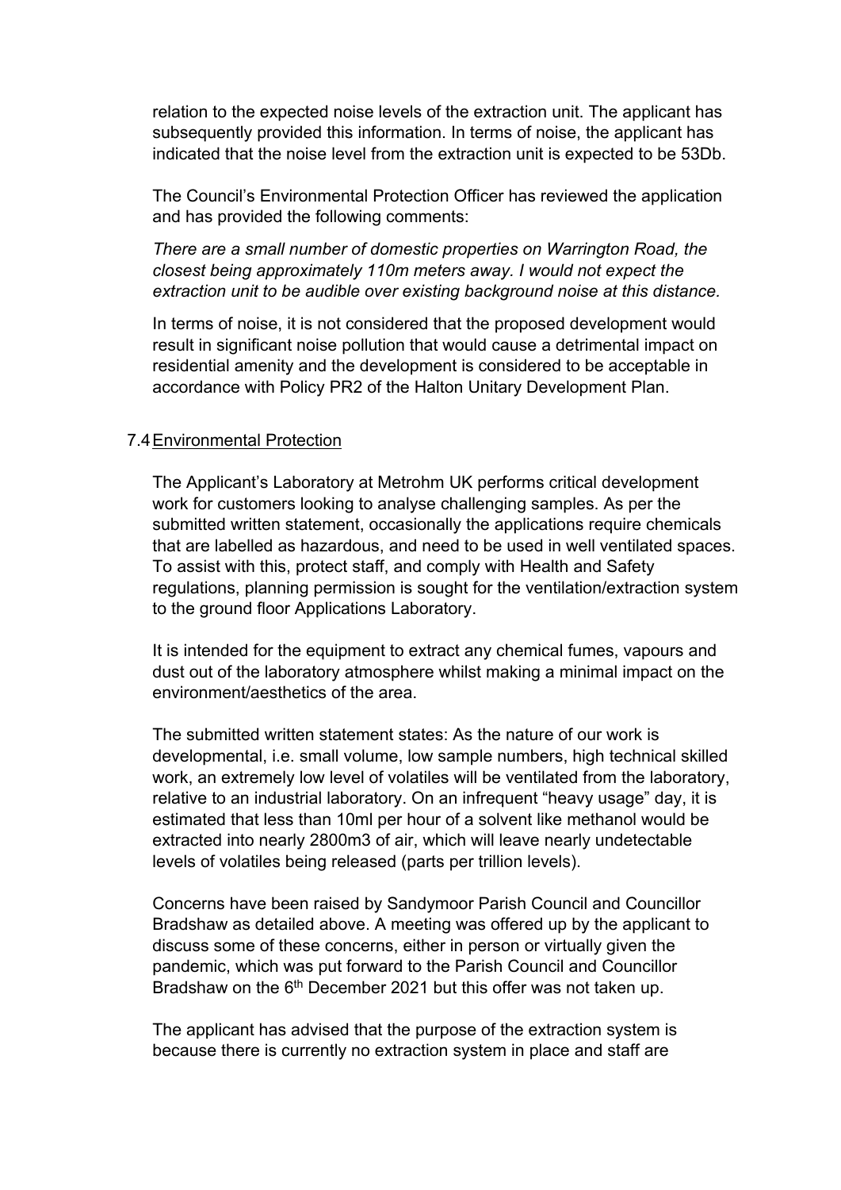relation to the expected noise levels of the extraction unit. The applicant has subsequently provided this information. In terms of noise, the applicant has indicated that the noise level from the extraction unit is expected to be 53Db.

The Council's Environmental Protection Officer has reviewed the application and has provided the following comments:

*There are a small number of domestic properties on Warrington Road, the closest being approximately 110m meters away. I would not expect the extraction unit to be audible over existing background noise at this distance.*

In terms of noise, it is not considered that the proposed development would result in significant noise pollution that would cause a detrimental impact on residential amenity and the development is considered to be acceptable in accordance with Policy PR2 of the Halton Unitary Development Plan.

7.4 Environmental Protection

The Applicant's Laboratory at Metrohm UK performs critical development work for customers looking to analyse challenging samples. As per the submitted written statement, occasionally the applications require chemicals that are labelled as hazardous, and need to be used in well ventilated spaces. To assist with this, protect staff, and comply with Health and Safety regulations, planning permission is sought for the ventilation/extraction system to the ground floor Applications Laboratory.

It is intended for the equipment to extract any chemical fumes, vapours and dust out of the laboratory atmosphere whilst making a minimal impact on the environment/aesthetics of the area.

The submitted written statement states: As the nature of our work is developmental, i.e. small volume, low sample numbers, high technical skilled work, an extremely low level of volatiles will be ventilated from the laboratory, relative to an industrial laboratory. On an infrequent "heavy usage" day, it is estimated that less than 10ml per hour of a solvent like methanol would be extracted into nearly 2800m3 of air, which will leave nearly undetectable levels of volatiles being released (parts per trillion levels).

Concerns have been raised by Sandymoor Parish Council and Councillor Bradshaw as detailed above. A meeting was offered up by the applicant to discuss some of these concerns, either in person or virtually given the pandemic, which was put forward to the Parish Council and Councillor Bradshaw on the 6th December 2021 but this offer was not taken up.

The applicant has advised that the purpose of the extraction system is because there is currently no extraction system in place and staff are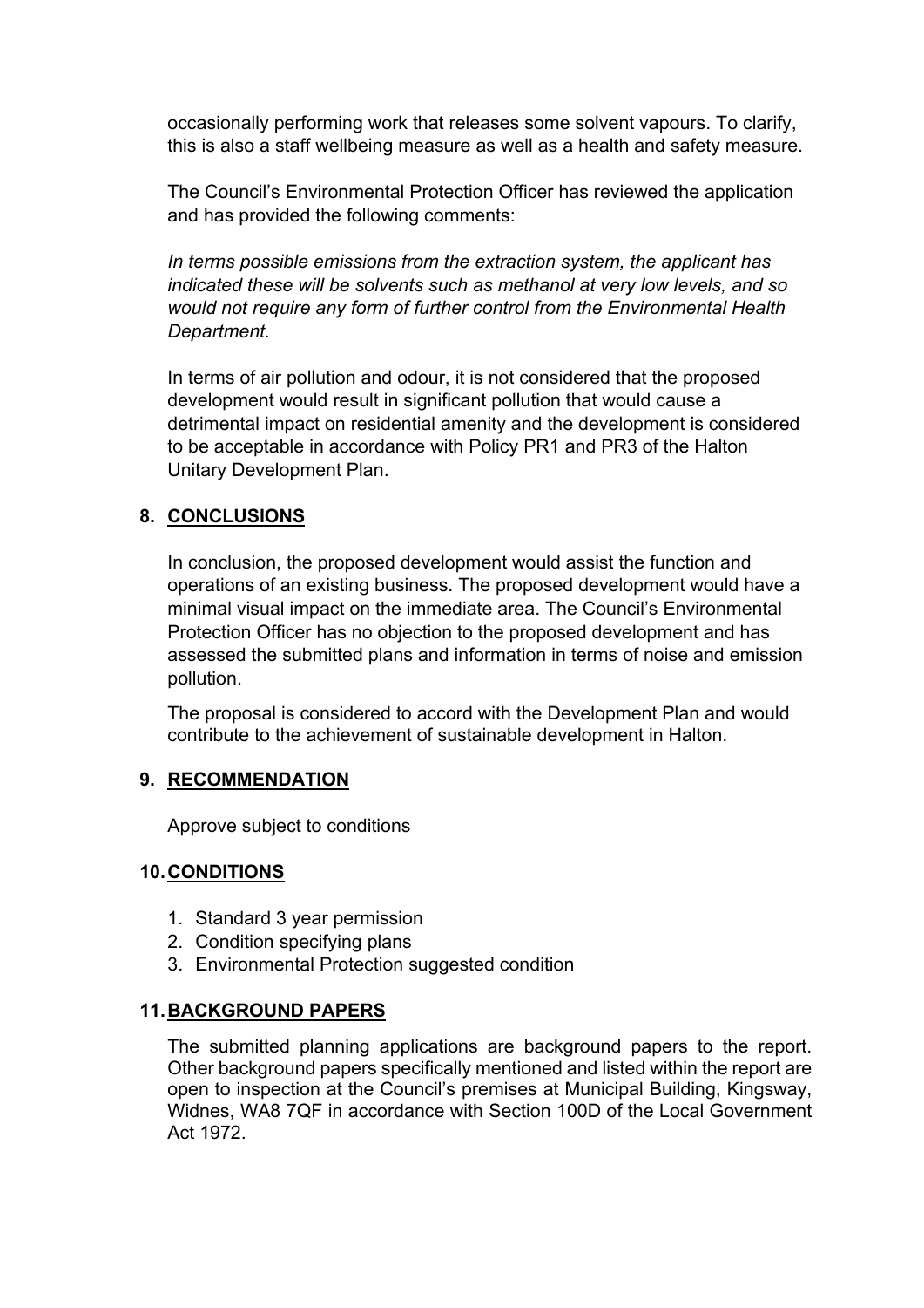occasionally performing work that releases some solvent vapours. To clarify, this is also a staff wellbeing measure as well as a health and safety measure.

The Council's Environmental Protection Officer has reviewed the application and has provided the following comments:

*In terms possible emissions from the extraction system, the applicant has indicated these will be solvents such as methanol at very low levels, and so would not require any form of further control from the Environmental Health Department.*

In terms of air pollution and odour, it is not considered that the proposed development would result in significant pollution that would cause a detrimental impact on residential amenity and the development is considered to be acceptable in accordance with Policy PR1 and PR3 of the Halton Unitary Development Plan.

## 8. CONCLUSIONS

In conclusion, the proposed development would assist the function and operations of an existing business. The proposed development would have a minimal visual impact on the immediate area. The Council's Environmental Protection Officer has no objection to the proposed development and has assessed the submitted plans and information in terms of noise and emission pollution.

The proposal is considered to accord with the Development Plan and would contribute to the achievement of sustainable development in Halton.

## 9. RECOMMENDATION

Approve subject to conditions

## 10. CONDITIONS

1. Standard 3 year permission
2. Condition specifying plans
3. Environmental Protection suggested condition

## 11. BACKGROUND PAPERS

The submitted planning applications are background papers to the report. Other background papers specifically mentioned and listed within the report are open to inspection at the Council's premises at Municipal Building, Kingsway, Widnes, WA8 7QF in accordance with Section 100D of the Local Government Act 1972.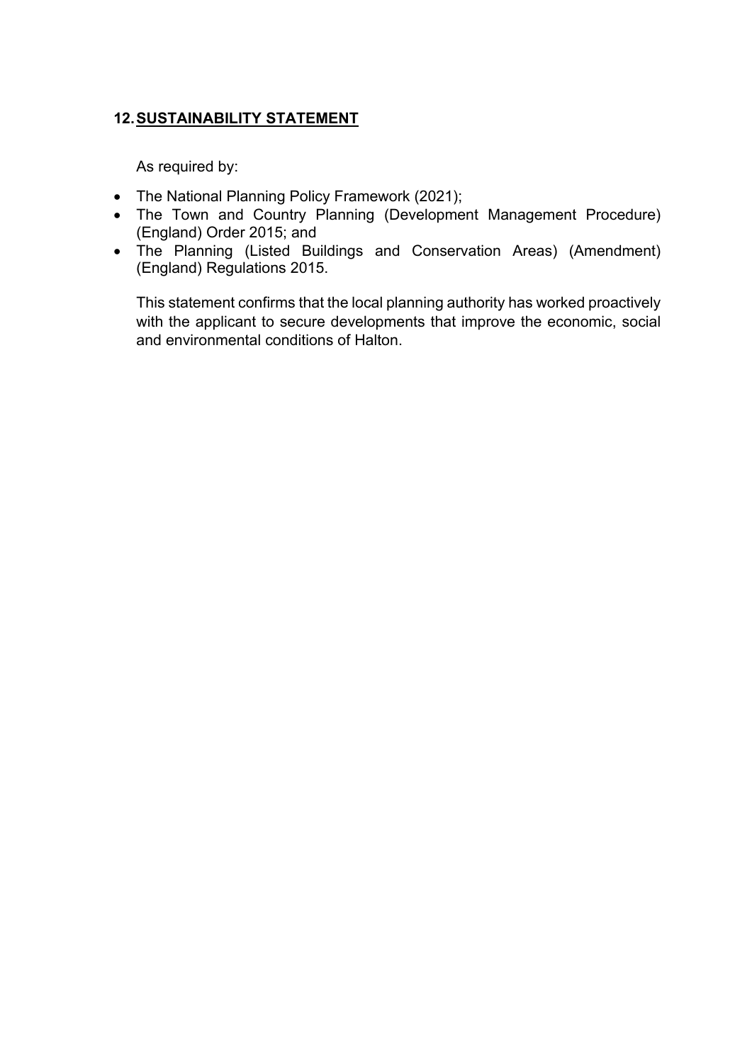## 12. SUSTAINABILITY STATEMENT

As required by:

- The National Planning Policy Framework (2021);
- The Town and Country Planning (Development Management Procedure) (England) Order 2015; and
- The Planning (Listed Buildings and Conservation Areas) (Amendment) (England) Regulations 2015.

This statement confirms that the local planning authority has worked proactively with the applicant to secure developments that improve the economic, social and environmental conditions of Halton.